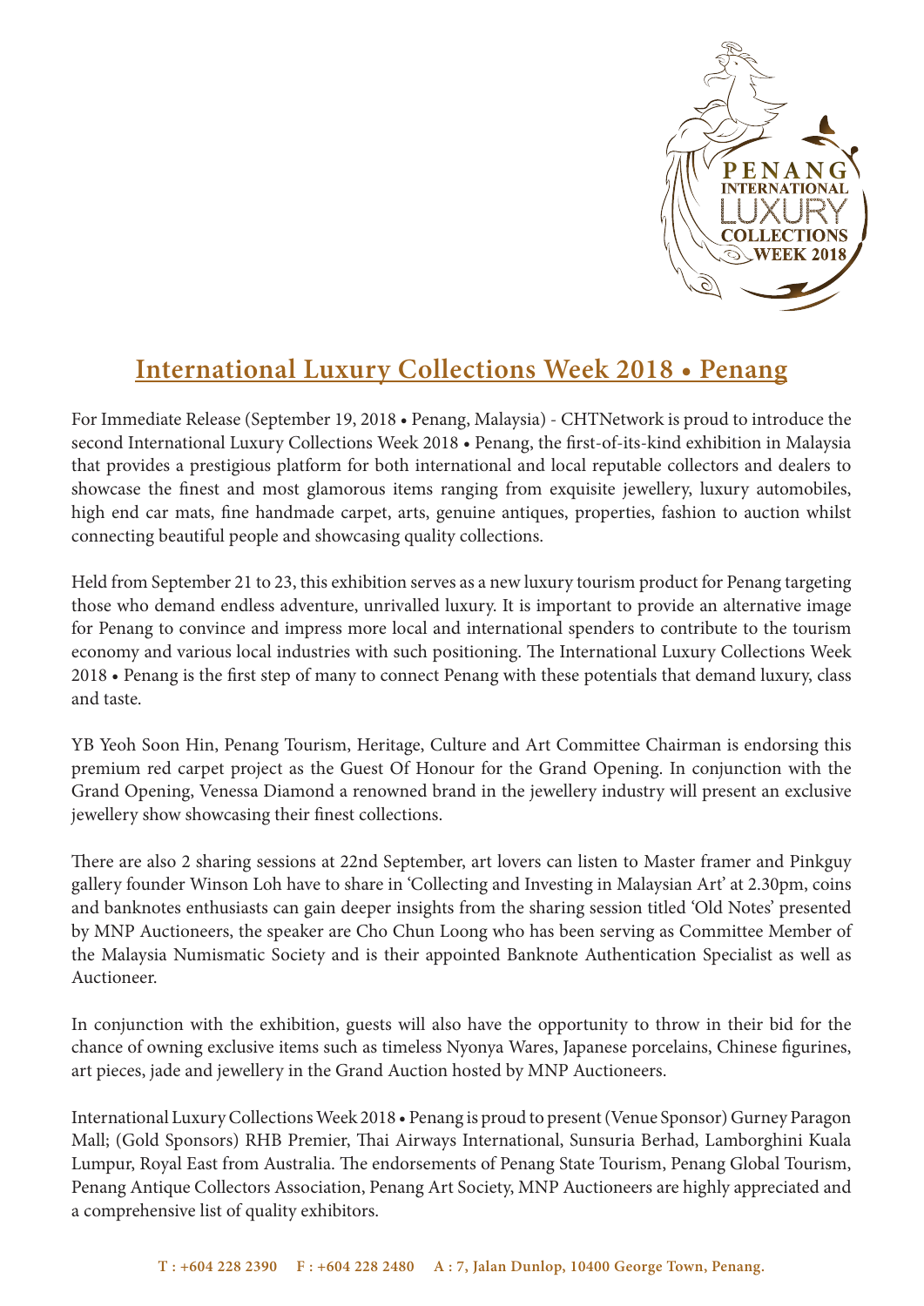# International Luxury Collections Week 2018 • Penang

For Immediate Release (September 19, 2018 • Penang, Malaysia) - CHTNetwork is proud to introduce the second International Luxury Collections Week 2018 • Penang, the first-of-its-kind exhibition in Malaysia that provides a prestigious platform for both international and local reputable collectors and dealers to showcase the finest and most glamorous items ranging from exquisite jewellery, luxury automobiles, high end car mats, fine handmade carpet, arts, genuine antiques, properties, fashion to auction whilst connecting beautiful people and showcasing quality collections.

Held from September 21 to 23, this exhibition serves as a new luxury tourism product for Penang targeting those who demand endless adventure, unrivalled luxury. It is important to provide an alternative image for Penang to convince and impress more local and international spenders to contribute to the tourism economy and various local industries with such positioning. The International Luxury Collections Week 2018 • Penang is the first step of many to connect Penang with these potentials that demand luxury, class and taste.

YB Yeoh Soon Hin, Penang Tourism, Heritage, Culture and Art Committee Chairman is endorsing this premium red carpet project as the Guest Of Honour for the Grand Opening. In conjunction with the Grand Opening, Venessa Diamond a renowned brand in the jewellery industry will present an exclusive jewellery show showcasing their finest collections.

There are also 2 sharing sessions at 22nd September, art lovers can listen to Master framer and Pinkguy gallery founder Winson Loh have to share in 'Collecting and Investing in Malaysian Art' at 2.30pm, coins and banknotes enthusiasts can gain deeper insights from the sharing session titled 'Old Notes' presented by MNP Auctioneers, the speaker are Cho Chun Loong who has been serving as Committee Member of the Malaysia Numismatic Society and is their appointed Banknote Authentication Specialist as well as Auctioneer.

In conjunction with the exhibition, guests will also have the opportunity to throw in their bid for the chance of owning exclusive items such as timeless Nyonya Wares, Japanese porcelains, Chinese figurines, art pieces, jade and jewellery in the Grand Auction hosted by MNP Auctioneers.

International Luxury Collections Week 2018 • Penang is proud to present (Venue Sponsor) Gurney Paragon Mall; (Gold Sponsors) RHB Premier, Thai Airways International, Sunsuria Berhad, Lamborghini Kuala Lumpur, Royal East from Australia. The endorsements of Penang State Tourism, Penang Global Tourism, Penang Antique Collectors Association, Penang Art Society, MNP Auctioneers are highly appreciated and a comprehensive list of quality exhibitors.

T : +604 228 2390 F : +604 228 2480 A : 7, Jalan Dunlop, 10400 George Town, Penang.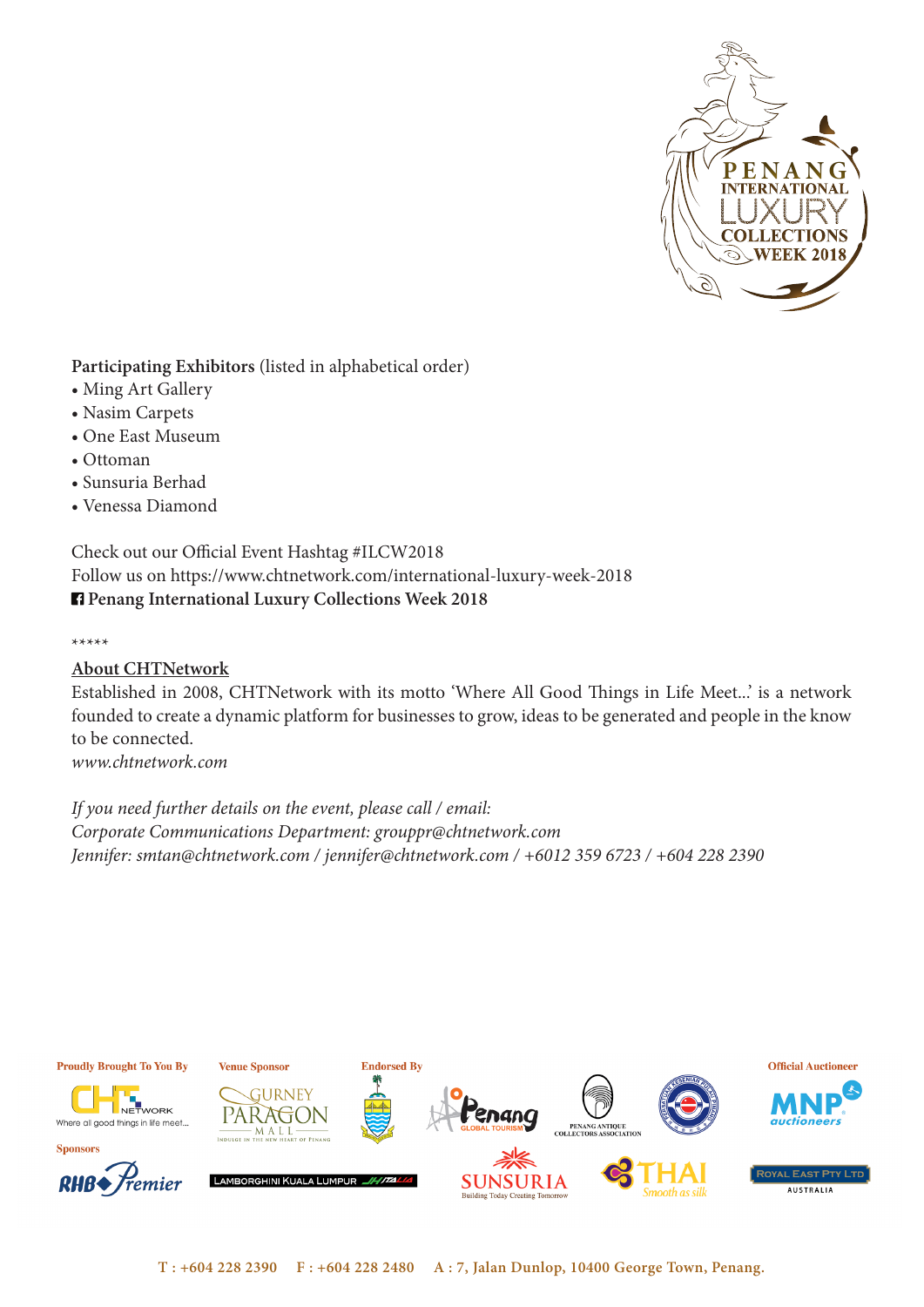**Participating Exhibitors** (listed in alphabetical order)

- Ming Art Gallery
- Nasim Carpets
- One East Museum
- Ottoman
- Sunsuria Berhad
- Venessa Diamond

Check out our Official Event Hashtag #ILCW2018
Follow us on https://www.chtnetwork.com/international-luxury-week-2018
**Penang International Luxury Collections Week 2018**

*****

**About CHTNetwork**
Established in 2008, CHTNetwork with its motto 'Where All Good Things in Life Meet...' is a network founded to create a dynamic platform for businesses to grow, ideas to be generated and people in the know to be connected.
*www.chtnetwork.com*

*If you need further details on the event, please call / email:*
*Corporate Communications Department: grouppr@chtnetwork.com*
*Jennifer: smtan@chtnetwork.com / jennifer@chtnetwork.com / +6012 359 6723 / +604 228 2390*

Proudly Brought To You By — Venue Sponsor — Endorsed By — Official Auctioneer

Sponsors

T : +604 228 2390   F : +604 228 2480   A : 7, Jalan Dunlop, 10400 George Town, Penang.